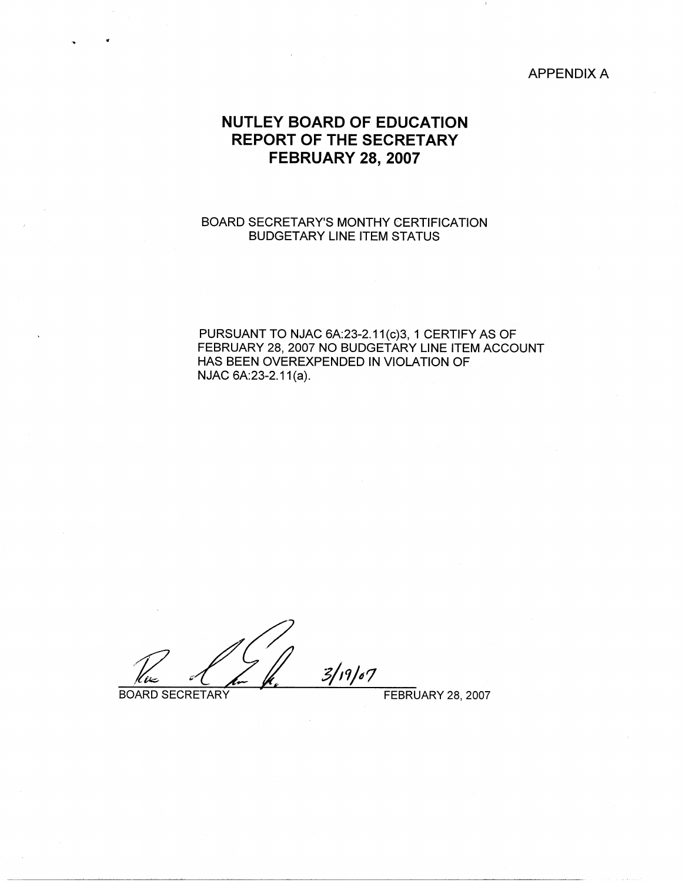APPENDIX A

# NUTLEY BOARD OF EDUCATION
# REPORT OF THE SECRETARY
# FEBRUARY 28, 2007

BOARD SECRETARY'S MONTHY CERTIFICATION
BUDGETARY LINE ITEM STATUS

PURSUANT TO NJAC 6A:23-2.11(c)3, 1 CERTIFY AS OF FEBRUARY 28, 2007 NO BUDGETARY LINE ITEM ACCOUNT HAS BEEN OVEREXPENDED IN VIOLATION OF NJAC 6A:23-2.11(a).

3/19/07

BOARD SECRETARY FEBRUARY 28, 2007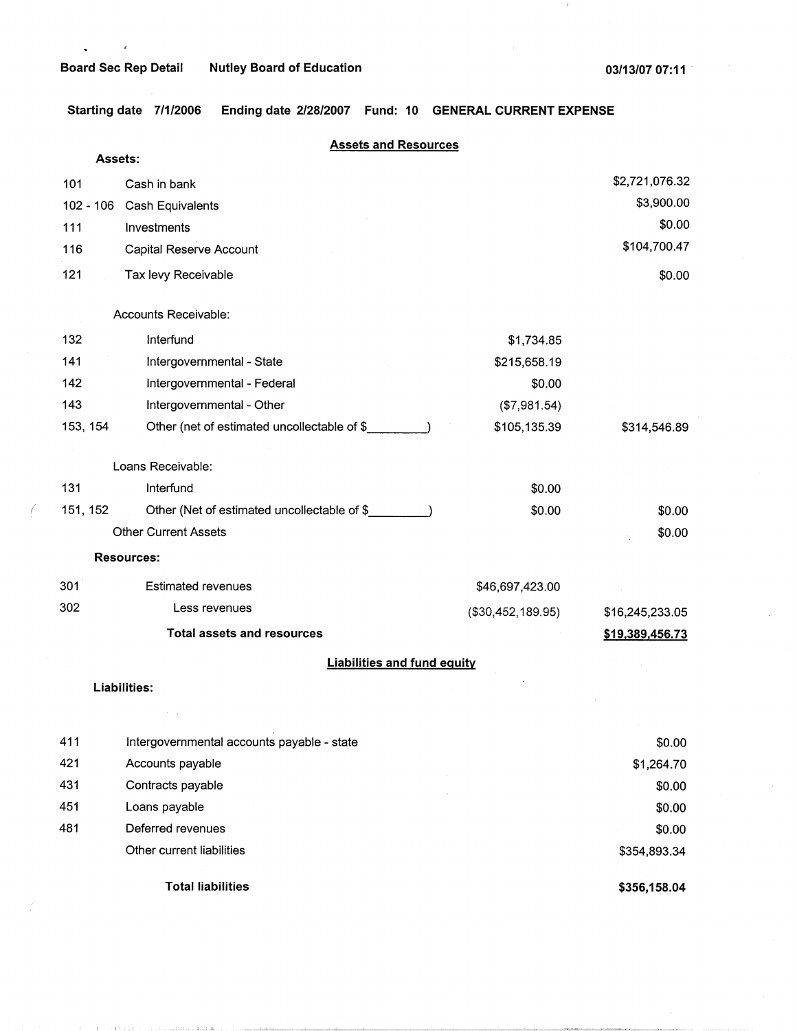**Board Sec Rep Detail** **Nutley Board of Education** **03/13/07 07:11**

**Starting date 7/1/2006 Ending date 2/28/2007 Fund: 10 GENERAL CURRENT EXPENSE**

## Assets and Resources

**Assets:**

| Code | Description | | Amount |
|---|---|---|---|
| 101 | Cash in bank | | $2,721,076.32 |
| 102 - 106 | Cash Equivalents | | $3,900.00 |
| 111 | Investments | | $0.00 |
| 116 | Capital Reserve Account | | $104,700.47 |
| 121 | Tax levy Receivable | | $0.00 |
| | Accounts Receivable: | | |
| 132 | Interfund | $1,734.85 | |
| 141 | Intergovernmental - State | $215,658.19 | |
| 142 | Intergovernmental - Federal | $0.00 | |
| 143 | Intergovernmental - Other | ($7,981.54) | |
| 153, 154 | Other (net of estimated uncollectable of $_________) | $105,135.39 | $314,546.89 |
| | Loans Receivable: | | |
| 131 | Interfund | $0.00 | |
| 151, 152 | Other (Net of estimated uncollectable of $_________) | $0.00 | $0.00 |
| | Other Current Assets | | $0.00 |

**Resources:**

| Code | Description | | Amount |
|---|---|---|---|
| 301 | Estimated revenues | $46,697,423.00 | |
| 302 | Less revenues | ($30,452,189.95) | $16,245,233.05 |
| | **Total assets and resources** | | **$19,389,456.73** |

## Liabilities and fund equity

**Liabilities:**

| Code | Description | Amount |
|---|---|---|
| 411 | Intergovernmental accounts payable - state | $0.00 |
| 421 | Accounts payable | $1,264.70 |
| 431 | Contracts payable | $0.00 |
| 451 | Loans payable | $0.00 |
| 481 | Deferred revenues | $0.00 |
| | Other current liabilities | $354,893.34 |
| | **Total liabilities** | **$356,158.04** |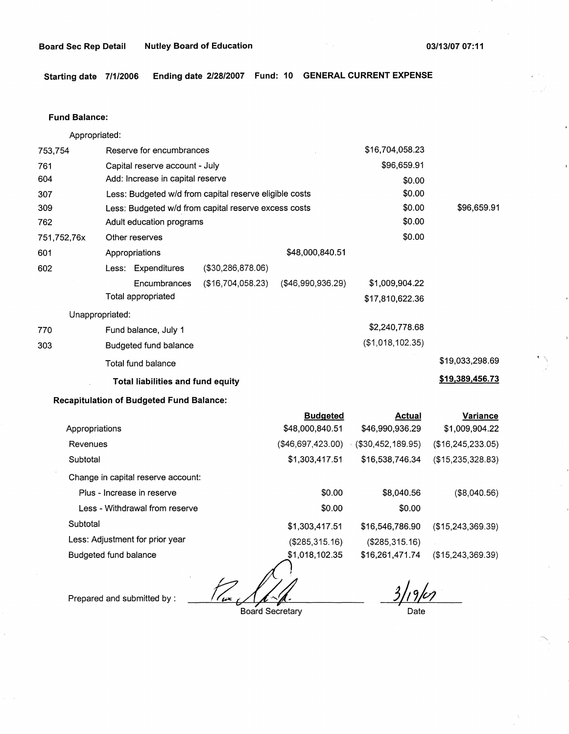**Board Sec Rep Detail** **Nutley Board of Education** **03/13/07 07:11**

**Starting date 7/1/2006** **Ending date 2/28/2007** **Fund: 10** **GENERAL CURRENT EXPENSE**

**Fund Balance:**

| | | | | | |
|---|---|---|---|---|---|
| | Appropriated: | | | | |
| 753,754 | Reserve for encumbrances | | | $16,704,058.23 | |
| 761 | Capital reserve account - July | | | $96,659.91 | |
| 604 | Add: Increase in capital reserve | | | $0.00 | |
| 307 | Less: Budgeted w/d from capital reserve eligible costs | | | $0.00 | |
| 309 | Less: Budgeted w/d from capital reserve excess costs | | | $0.00 | $96,659.91 |
| 762 | Adult education programs | | | $0.00 | |
| 751,752,76x | Other reserves | | | $0.00 | |
| 601 | Appropriations | | $48,000,840.51 | | |
| 602 | Less: Expenditures | ($30,286,878.06) | | | |
| | Encumbrances | ($16,704,058.23) | ($46,990,936.29) | $1,009,904.22 | |
| | Total appropriated | | | $17,810,622.36 | |
| | Unappropriated: | | | | |
| 770 | Fund balance, July 1 | | | $2,240,778.68 | |
| 303 | Budgeted fund balance | | | ($1,018,102.35) | |
| | Total fund balance | | | | $19,033,298.69 |
| | **Total liabilities and fund equity** | | | | **$19,389,456.73** |

**Recapitulation of Budgeted Fund Balance:**

| | Budgeted | Actual | Variance |
|---|---|---|---|
| Appropriations | $48,000,840.51 | $46,990,936.29 | $1,009,904.22 |
| Revenues | ($46,697,423.00) | ($30,452,189.95) | ($16,245,233.05) |
| Subtotal | $1,303,417.51 | $16,538,746.34 | ($15,235,328.83) |
| Change in capital reserve account: | | | |
| Plus - Increase in reserve | $0.00 | $8,040.56 | ($8,040.56) |
| Less - Withdrawal from reserve | $0.00 | $0.00 | |
| Subtotal | $1,303,417.51 | $16,546,786.90 | ($15,243,369.39) |
| Less: Adjustment for prior year | ($285,315.16) | ($285,315.16) | |
| Budgeted fund balance | $1,018,102.35 | $16,261,471.74 | ($15,243,369.39) |

Prepared and submitted by : ____________________ Board Secretary

3/19/07 Date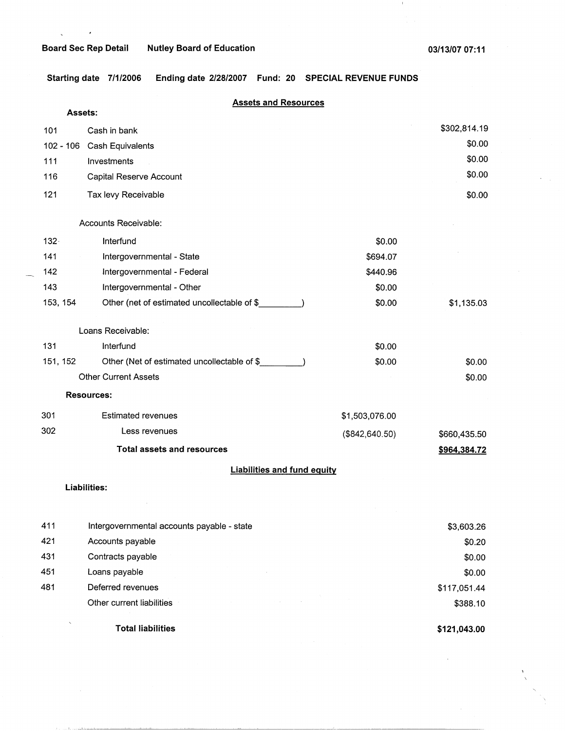**Board Sec Rep Detail** **Nutley Board of Education** **03/13/07 07:11**

**Starting date 7/1/2006 Ending date 2/28/2007 Fund: 20 SPECIAL REVENUE FUNDS**

## Assets and Resources

**Assets:**

| Code | Description | | Amount |
|---|---|---|---|
| 101 | Cash in bank | | $302,814.19 |
| 102 - 106 | Cash Equivalents | | $0.00 |
| 111 | Investments | | $0.00 |
| 116 | Capital Reserve Account | | $0.00 |
| 121 | Tax levy Receivable | | $0.00 |
| | Accounts Receivable: | | |
| 132 | Interfund | $0.00 | |
| 141 | Intergovernmental - State | $694.07 | |
| 142 | Intergovernmental - Federal | $440.96 | |
| 143 | Intergovernmental - Other | $0.00 | |
| 153, 154 | Other (net of estimated uncollectable of $_________) | $0.00 | $1,135.03 |
| | Loans Receivable: | | |
| 131 | Interfund | $0.00 | |
| 151, 152 | Other (Net of estimated uncollectable of $_________) | $0.00 | $0.00 |
| | Other Current Assets | | $0.00 |
| | **Resources:** | | |
| 301 | Estimated revenues | $1,503,076.00 | |
| 302 | Less revenues | ($842,640.50) | $660,435.50 |
| | **Total assets and resources** | | **$964,384.72** |

## Liabilities and fund equity

**Liabilities:**

| Code | Description | Amount |
|---|---|---|
| 411 | Intergovernmental accounts payable - state | $3,603.26 |
| 421 | Accounts payable | $0.20 |
| 431 | Contracts payable | $0.00 |
| 451 | Loans payable | $0.00 |
| 481 | Deferred revenues | $117,051.44 |
| | Other current liabilities | $388.10 |
| | **Total liabilities** | **$121,043.00** |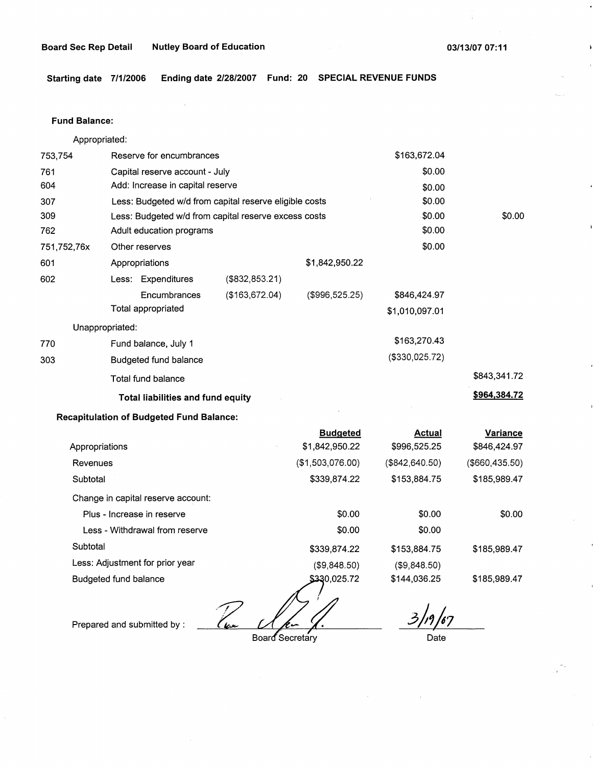Board Sec Rep Detail    Nutley Board of Education    03/13/07 07:11

**Starting date 7/1/2006    Ending date 2/28/2007    Fund: 20    SPECIAL REVENUE FUNDS**

**Fund Balance:**

Appropriated:

| | | | | | |
|---|---|---|---|---|---|
| 753,754 | Reserve for encumbrances | | | $163,672.04 | |
| 761 | Capital reserve account - July | | | $0.00 | |
| 604 | Add: Increase in capital reserve | | | $0.00 | |
| 307 | Less: Budgeted w/d from capital reserve eligible costs | | | $0.00 | |
| 309 | Less: Budgeted w/d from capital reserve excess costs | | | $0.00 | $0.00 |
| 762 | Adult education programs | | | $0.00 | |
| 751,752,76x | Other reserves | | | $0.00 | |
| 601 | Appropriations | | $1,842,950.22 | | |
| 602 | Less: Expenditures | ($832,853.21) | | | |
| | Encumbrances | ($163,672.04) | ($996,525.25) | $846,424.97 | |
| | Total appropriated | | | $1,010,097.01 | |

Unappropriated:

| | | | |
|---|---|---|---|
| 770 | Fund balance, July 1 | $163,270.43 | |
| 303 | Budgeted fund balance | ($330,025.72) | |
| | Total fund balance | | $843,341.72 |
| | **Total liabilities and fund equity** | | **$964,384.72** |

**Recapitulation of Budgeted Fund Balance:**

| | Budgeted | Actual | Variance |
|---|---|---|---|
| Appropriations | $1,842,950.22 | $996,525.25 | $846,424.97 |
| Revenues | ($1,503,076.00) | ($842,640.50) | ($660,435.50) |
| Subtotal | $339,874.22 | $153,884.75 | $185,989.47 |
| Change in capital reserve account: | | | |
| Plus - Increase in reserve | $0.00 | $0.00 | $0.00 |
| Less - Withdrawal from reserve | $0.00 | $0.00 | |
| Subtotal | $339,874.22 | $153,884.75 | $185,989.47 |
| Less: Adjustment for prior year | ($9,848.50) | ($9,848.50) | |
| Budgeted fund balance | $330,025.72 | $144,036.25 | $185,989.47 |

Prepared and submitted by : ____________________ Board Secretary    3/19/07 Date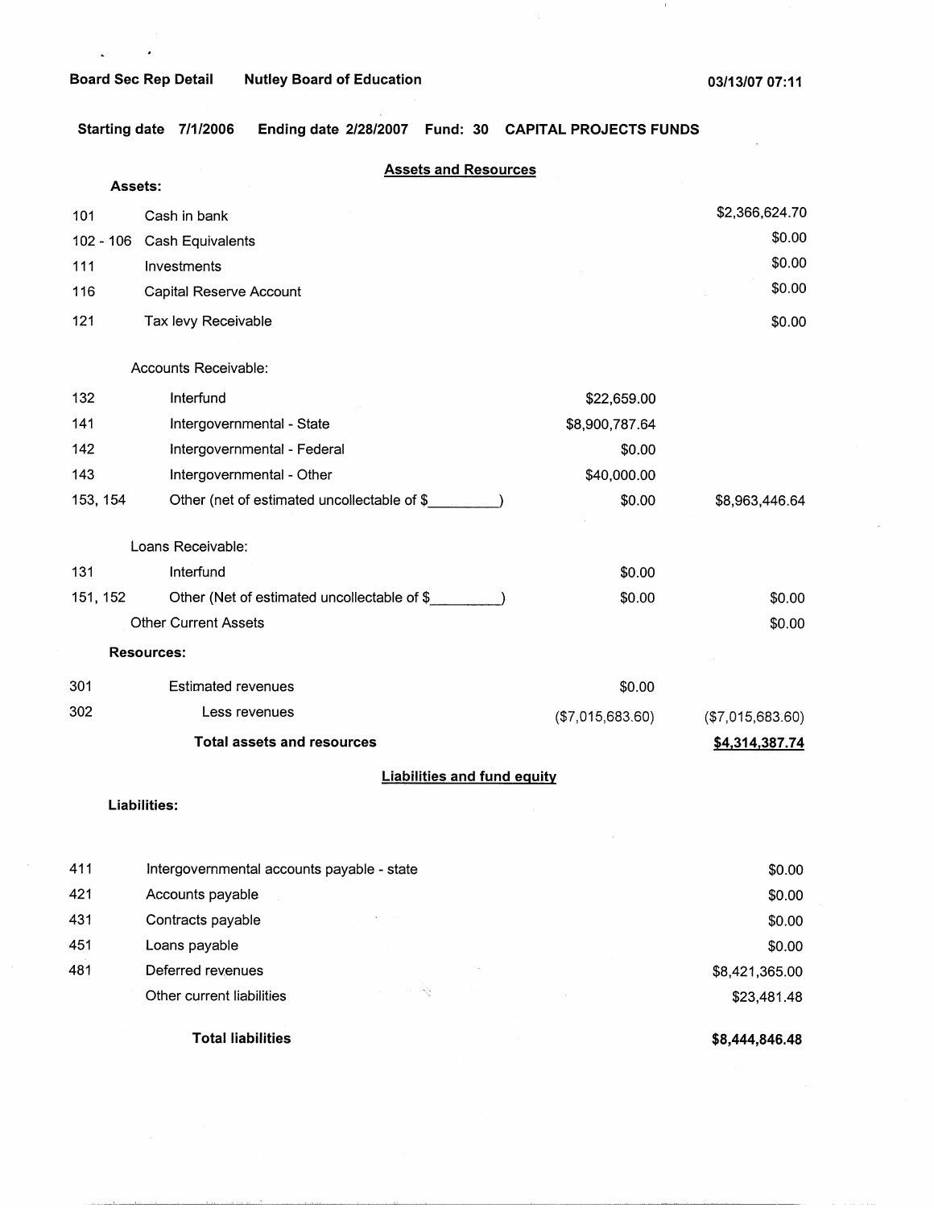**Board Sec Rep Detail** **Nutley Board of Education** **03/13/07 07:11**

**Starting date 7/1/2006 Ending date 2/28/2007 Fund: 30 CAPITAL PROJECTS FUNDS**

## Assets and Resources

**Assets:**

| Code | Description | | Amount |
|---|---|---|---|
| 101 | Cash in bank | | $2,366,624.70 |
| 102 - 106 | Cash Equivalents | | $0.00 |
| 111 | Investments | | $0.00 |
| 116 | Capital Reserve Account | | $0.00 |
| 121 | Tax levy Receivable | | $0.00 |
| | Accounts Receivable: | | |
| 132 | Interfund | $22,659.00 | |
| 141 | Intergovernmental - State | $8,900,787.64 | |
| 142 | Intergovernmental - Federal | $0.00 | |
| 143 | Intergovernmental - Other | $40,000.00 | |
| 153, 154 | Other (net of estimated uncollectable of $_________) | $0.00 | $8,963,446.64 |
| | Loans Receivable: | | |
| 131 | Interfund | $0.00 | |
| 151, 152 | Other (Net of estimated uncollectable of $_________) | $0.00 | $0.00 |
| | Other Current Assets | | $0.00 |

**Resources:**

| Code | Description | | Amount |
|---|---|---|---|
| 301 | Estimated revenues | $0.00 | |
| 302 | Less revenues | ($7,015,683.60) | ($7,015,683.60) |
| | **Total assets and resources** | | **$4,314,387.74** |

## Liabilities and fund equity

**Liabilities:**

| Code | Description | Amount |
|---|---|---|
| 411 | Intergovernmental accounts payable - state | $0.00 |
| 421 | Accounts payable | $0.00 |
| 431 | Contracts payable | $0.00 |
| 451 | Loans payable | $0.00 |
| 481 | Deferred revenues | $8,421,365.00 |
| | Other current liabilities | $23,481.48 |
| | **Total liabilities** | **$8,444,846.48** |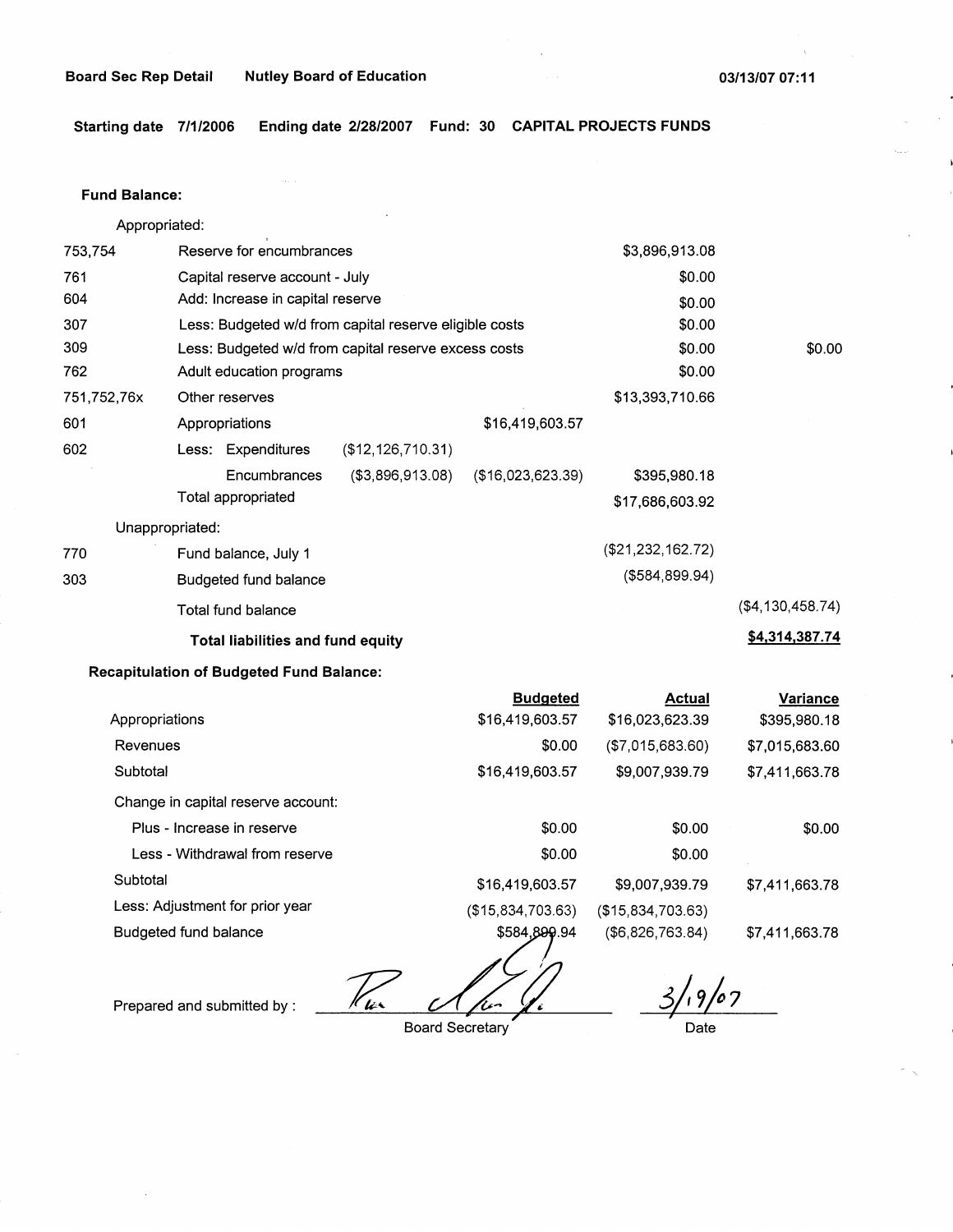Board Sec Rep Detail    Nutley Board of Education    03/13/07 07:11

**Starting date** 7/1/2006    **Ending date** 2/28/2007    **Fund:** 30    **CAPITAL PROJECTS FUNDS**

**Fund Balance:**

| | | | | | |
|---|---|---|---|---|---|
| Appropriated: | | | | | |
| 753,754 | Reserve for encumbrances | | | $3,896,913.08 | |
| 761 | Capital reserve account - July | | | $0.00 | |
| 604 | Add: Increase in capital reserve | | | $0.00 | |
| 307 | Less: Budgeted w/d from capital reserve eligible costs | | | $0.00 | |
| 309 | Less: Budgeted w/d from capital reserve excess costs | | | $0.00 | $0.00 |
| 762 | Adult education programs | | | $0.00 | |
| 751,752,76x | Other reserves | | | $13,393,710.66 | |
| 601 | Appropriations | | $16,419,603.57 | | |
| 602 | Less: Expenditures | ($12,126,710.31) | | | |
| | Encumbrances | ($3,896,913.08) | ($16,023,623.39) | $395,980.18 | |
| | Total appropriated | | | $17,686,603.92 | |
| Unappropriated: | | | | | |
| 770 | Fund balance, July 1 | | | ($21,232,162.72) | |
| 303 | Budgeted fund balance | | | ($584,899.94) | |
| | Total fund balance | | | | ($4,130,458.74) |
| | **Total liabilities and fund equity** | | | | **$4,314,387.74** |

**Recapitulation of Budgeted Fund Balance:**

| | Budgeted | Actual | Variance |
|---|---|---|---|
| Appropriations | $16,419,603.57 | $16,023,623.39 | $395,980.18 |
| Revenues | $0.00 | ($7,015,683.60) | $7,015,683.60 |
| Subtotal | $16,419,603.57 | $9,007,939.79 | $7,411,663.78 |
| Change in capital reserve account: | | | |
| Plus - Increase in reserve | $0.00 | $0.00 | $0.00 |
| Less - Withdrawal from reserve | $0.00 | $0.00 | |
| Subtotal | $16,419,603.57 | $9,007,939.79 | $7,411,663.78 |
| Less: Adjustment for prior year | ($15,834,703.63) | ($15,834,703.63) | |
| Budgeted fund balance | $584,899.94 | ($6,826,763.84) | $7,411,663.78 |

Prepared and submitted by : ____________________ Board Secretary    3/19/07 Date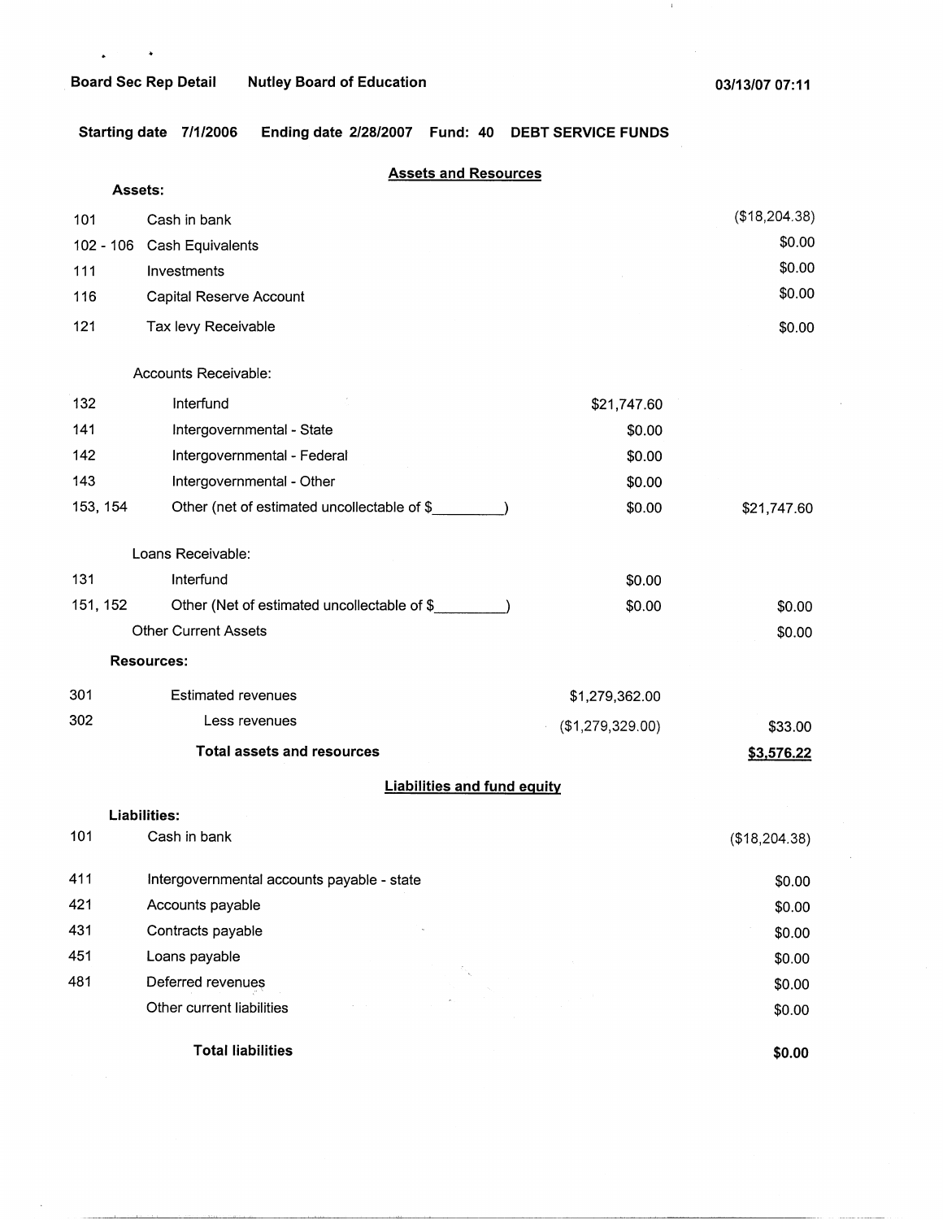**Board Sec Rep Detail** **Nutley Board of Education** **03/13/07 07:11**

**Starting date 7/1/2006 Ending date 2/28/2007 Fund: 40 DEBT SERVICE FUNDS**

## Assets and Resources

**Assets:**

| Code | Description | | Amount |
|---|---|---|---|
| 101 | Cash in bank | | ($18,204.38) |
| 102 - 106 | Cash Equivalents | | $0.00 |
| 111 | Investments | | $0.00 |
| 116 | Capital Reserve Account | | $0.00 |
| 121 | Tax levy Receivable | | $0.00 |
| | Accounts Receivable: | | |
| 132 | Interfund | $21,747.60 | |
| 141 | Intergovernmental - State | $0.00 | |
| 142 | Intergovernmental - Federal | $0.00 | |
| 143 | Intergovernmental - Other | $0.00 | |
| 153, 154 | Other (net of estimated uncollectable of $_________) | $0.00 | $21,747.60 |
| | Loans Receivable: | | |
| 131 | Interfund | $0.00 | |
| 151, 152 | Other (Net of estimated uncollectable of $_________) | $0.00 | $0.00 |
| | Other Current Assets | | $0.00 |
| | **Resources:** | | |
| 301 | Estimated revenues | $1,279,362.00 | |
| 302 | Less revenues | ($1,279,329.00) | $33.00 |
| | **Total assets and resources** | | **$3,576.22** |

## Liabilities and fund equity

**Liabilities:**

| Code | Description | Amount |
|---|---|---|
| 101 | Cash in bank | ($18,204.38) |
| 411 | Intergovernmental accounts payable - state | $0.00 |
| 421 | Accounts payable | $0.00 |
| 431 | Contracts payable | $0.00 |
| 451 | Loans payable | $0.00 |
| 481 | Deferred revenues | $0.00 |
| | Other current liabilities | $0.00 |
| | **Total liabilities** | **$0.00** |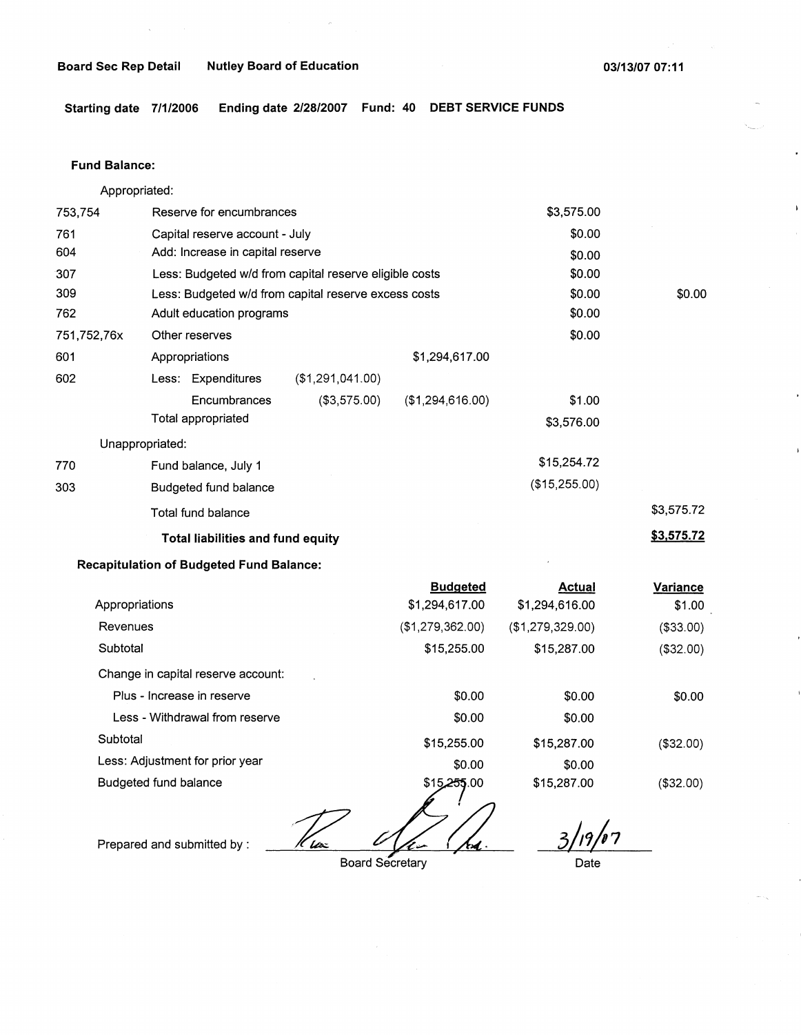Board Sec Rep Detail    Nutley Board of Education    03/13/07 07:11

Starting date 7/1/2006    Ending date 2/28/2007    Fund: 40    DEBT SERVICE FUNDS

**Fund Balance:**

Appropriated:

| | | | | | |
|---|---|---|---|---|---|
| 753,754 | Reserve for encumbrances | | | $3,575.00 | |
| 761 | Capital reserve account - July | | | $0.00 | |
| 604 | Add: Increase in capital reserve | | | $0.00 | |
| 307 | Less: Budgeted w/d from capital reserve eligible costs | | | $0.00 | |
| 309 | Less: Budgeted w/d from capital reserve excess costs | | | $0.00 | $0.00 |
| 762 | Adult education programs | | | $0.00 | |
| 751,752,76x | Other reserves | | | $0.00 | |
| 601 | Appropriations | | $1,294,617.00 | | |
| 602 | Less: Expenditures | ($1,291,041.00) | | | |
| | Encumbrances | ($3,575.00) | ($1,294,616.00) | $1.00 | |
| | Total appropriated | | | $3,576.00 | |

Unappropriated:

| | | | |
|---|---|---|---|
| 770 | Fund balance, July 1 | $15,254.72 | |
| 303 | Budgeted fund balance | ($15,255.00) | |
| | Total fund balance | | $3,575.72 |
| | **Total liabilities and fund equity** | | **$3,575.72** |

**Recapitulation of Budgeted Fund Balance:**

| | Budgeted | Actual | Variance |
|---|---|---|---|
| Appropriations | $1,294,617.00 | $1,294,616.00 | $1.00 |
| Revenues | ($1,279,362.00) | ($1,279,329.00) | ($33.00) |
| Subtotal | $15,255.00 | $15,287.00 | ($32.00) |
| Change in capital reserve account: | | | |
| Plus - Increase in reserve | $0.00 | $0.00 | $0.00 |
| Less - Withdrawal from reserve | $0.00 | $0.00 | |
| Subtotal | $15,255.00 | $15,287.00 | ($32.00) |
| Less: Adjustment for prior year | $0.00 | $0.00 | |
| Budgeted fund balance | $15,255.00 | $15,287.00 | ($32.00) |

Prepared and submitted by : ____________________ Board Secretary    3/19/07 Date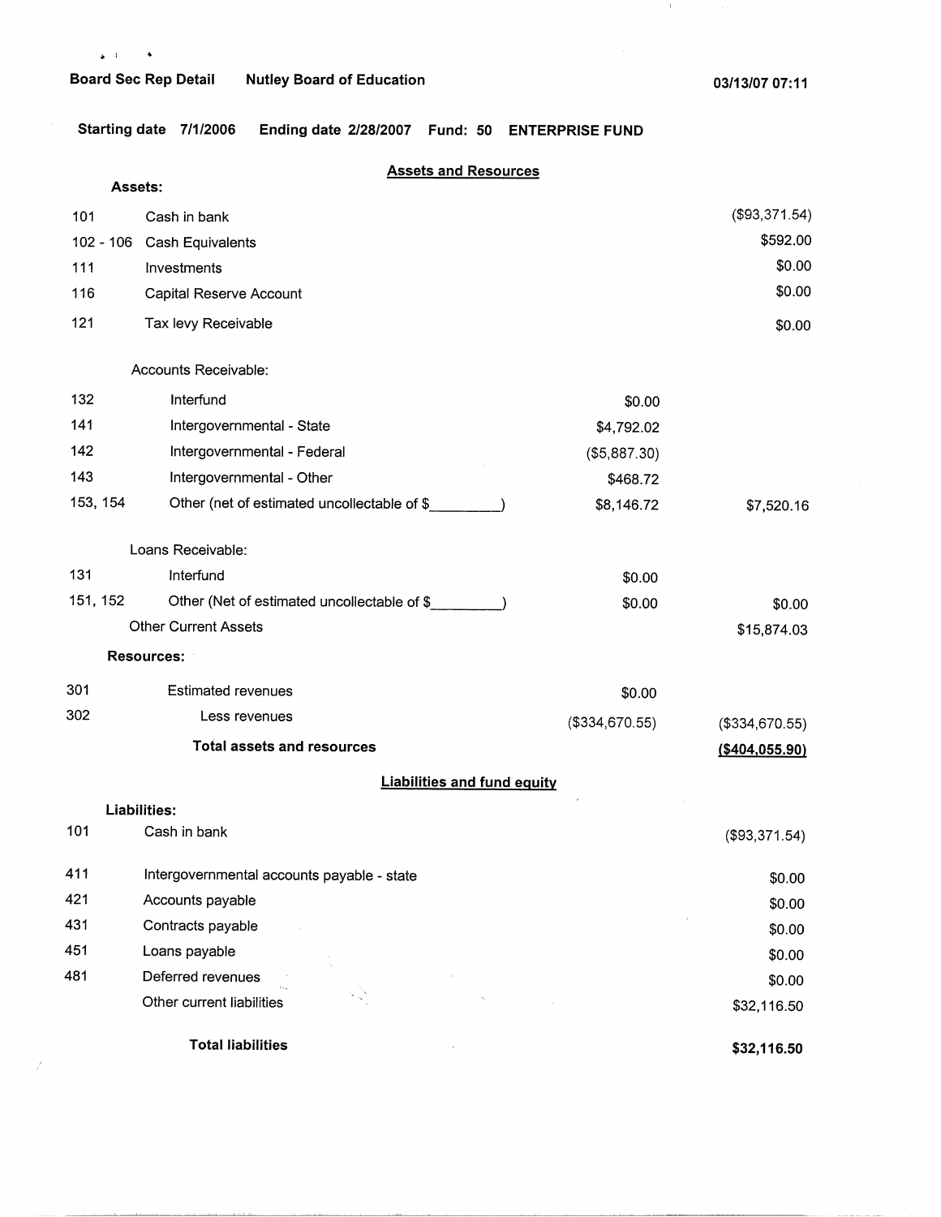**Board Sec Rep Detail** **Nutley Board of Education** **03/13/07 07:11**

**Starting date** 7/1/2006 **Ending date** 2/28/2007 **Fund: 50** **ENTERPRISE FUND**

## Assets and Resources

**Assets:**

| | | | |
|---|---|---|---|
| 101 | Cash in bank | | ($93,371.54) |
| 102 - 106 | Cash Equivalents | | $592.00 |
| 111 | Investments | | $0.00 |
| 116 | Capital Reserve Account | | $0.00 |
| 121 | Tax levy Receivable | | $0.00 |
| | Accounts Receivable: | | |
| 132 | Interfund | $0.00 | |
| 141 | Intergovernmental - State | $4,792.02 | |
| 142 | Intergovernmental - Federal | ($5,887.30) | |
| 143 | Intergovernmental - Other | $468.72 | |
| 153, 154 | Other (net of estimated uncollectable of $_________) | $8,146.72 | $7,520.16 |
| | Loans Receivable: | | |
| 131 | Interfund | $0.00 | |
| 151, 152 | Other (Net of estimated uncollectable of $_________) | $0.00 | $0.00 |
| | Other Current Assets | | $15,874.03 |
| | **Resources:** | | |
| 301 | Estimated revenues | $0.00 | |
| 302 | Less revenues | ($334,670.55) | ($334,670.55) |
| | **Total assets and resources** | | **($404,055.90)** |

## Liabilities and fund equity

**Liabilities:**

| | | |
|---|---|---|
| 101 | Cash in bank | ($93,371.54) |
| 411 | Intergovernmental accounts payable - state | $0.00 |
| 421 | Accounts payable | $0.00 |
| 431 | Contracts payable | $0.00 |
| 451 | Loans payable | $0.00 |
| 481 | Deferred revenues | $0.00 |
| | Other current liabilities | $32,116.50 |
| | **Total liabilities** | **$32,116.50** |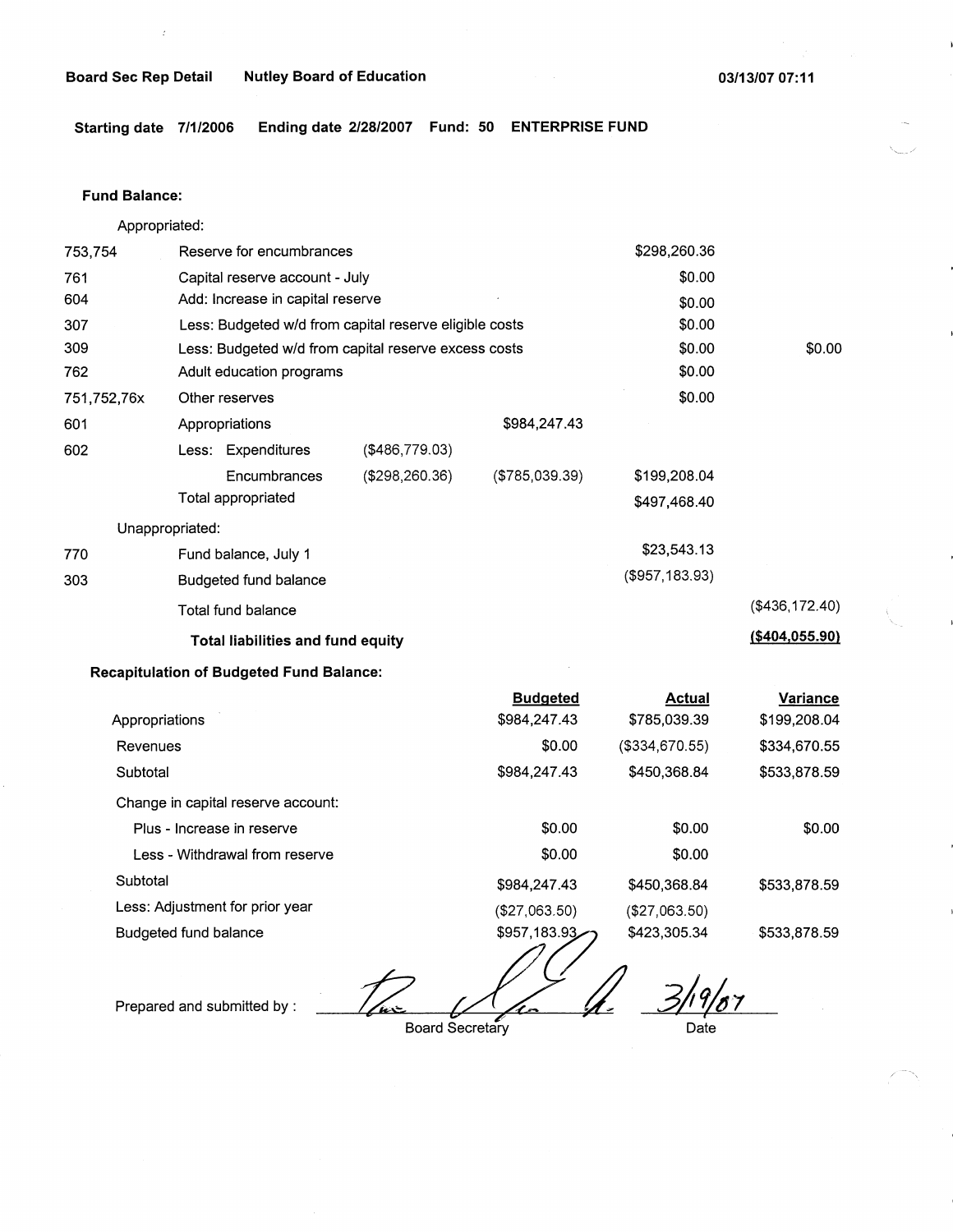**Board Sec Rep Detail** **Nutley Board of Education** **03/13/07 07:11**

**Starting date 7/1/2006** **Ending date 2/28/2007** **Fund: 50** **ENTERPRISE FUND**

**Fund Balance:**

| | | | | | |
|---|---|---|---|---|---|
| Appropriated: | | | | | |
| 753,754 | Reserve for encumbrances | | | $298,260.36 | |
| 761 | Capital reserve account - July | | | $0.00 | |
| 604 | Add: Increase in capital reserve | | | $0.00 | |
| 307 | Less: Budgeted w/d from capital reserve eligible costs | | | $0.00 | |
| 309 | Less: Budgeted w/d from capital reserve excess costs | | | $0.00 | $0.00 |
| 762 | Adult education programs | | | $0.00 | |
| 751,752,76x | Other reserves | | | $0.00 | |
| 601 | Appropriations | | $984,247.43 | | |
| 602 | Less: Expenditures | ($486,779.03) | | | |
| | Encumbrances | ($298,260.36) | ($785,039.39) | $199,208.04 | |
| | Total appropriated | | | $497,468.40 | |
| Unappropriated: | | | | | |
| 770 | Fund balance, July 1 | | | $23,543.13 | |
| 303 | Budgeted fund balance | | | ($957,183.93) | |
| | Total fund balance | | | | ($436,172.40) |
| | **Total liabilities and fund equity** | | | | **($404,055.90)** |

**Recapitulation of Budgeted Fund Balance:**

| | Budgeted | Actual | Variance |
|---|---|---|---|
| Appropriations | $984,247.43 | $785,039.39 | $199,208.04 |
| Revenues | $0.00 | ($334,670.55) | $334,670.55 |
| Subtotal | $984,247.43 | $450,368.84 | $533,878.59 |
| Change in capital reserve account: | | | |
| Plus - Increase in reserve | $0.00 | $0.00 | $0.00 |
| Less - Withdrawal from reserve | $0.00 | $0.00 | |
| Subtotal | $984,247.43 | $450,368.84 | $533,878.59 |
| Less: Adjustment for prior year | ($27,063.50) | ($27,063.50) | |
| Budgeted fund balance | $957,183.93 | $423,305.34 | $533,878.59 |

Prepared and submitted by : _______________ 3/19/07

Board Secretary                Date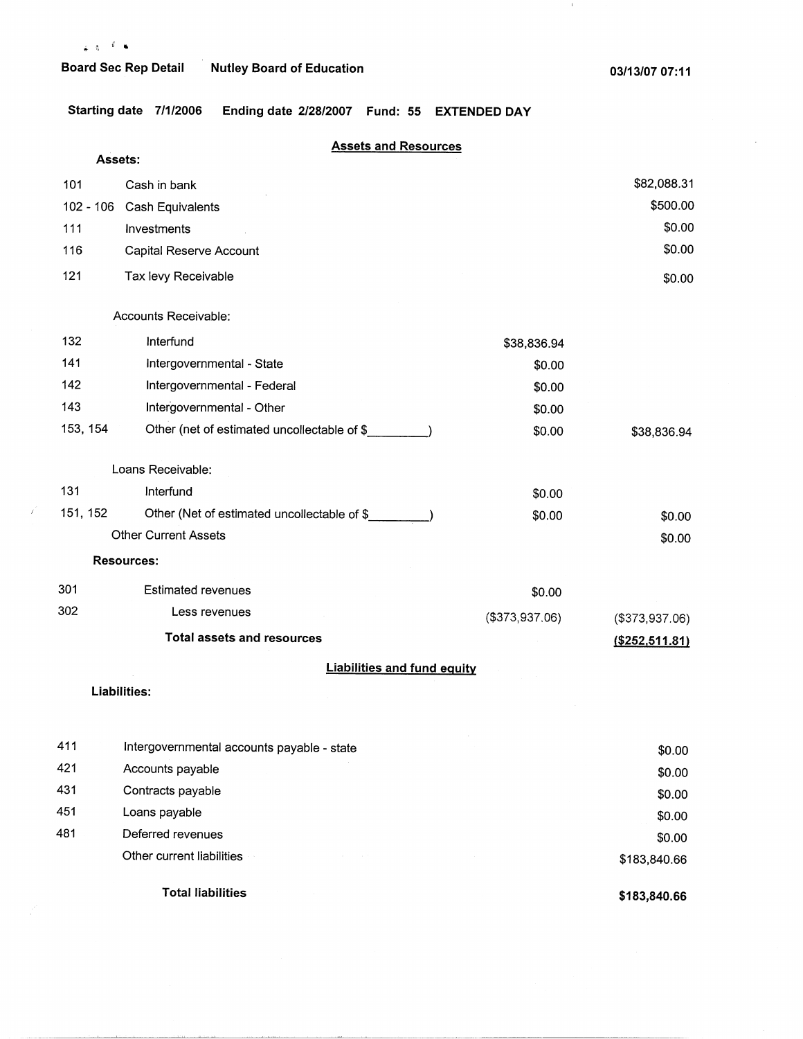**Board Sec Rep Detail** **Nutley Board of Education** **03/13/07 07:11**

**Starting date 7/1/2006 Ending date 2/28/2007 Fund: 55 EXTENDED DAY**

## Assets and Resources

**Assets:**

| Code | Description | | Amount |
|---|---|---|---|
| 101 | Cash in bank | | $82,088.31 |
| 102 - 106 | Cash Equivalents | | $500.00 |
| 111 | Investments | | $0.00 |
| 116 | Capital Reserve Account | | $0.00 |
| 121 | Tax levy Receivable | | $0.00 |
| | Accounts Receivable: | | |
| 132 | Interfund | $38,836.94 | |
| 141 | Intergovernmental - State | $0.00 | |
| 142 | Intergovernmental - Federal | $0.00 | |
| 143 | Intergovernmental - Other | $0.00 | |
| 153, 154 | Other (net of estimated uncollectable of $_________) | $0.00 | $38,836.94 |
| | Loans Receivable: | | |
| 131 | Interfund | $0.00 | |
| 151, 152 | Other (Net of estimated uncollectable of $_________) | $0.00 | $0.00 |
| | Other Current Assets | | $0.00 |
| | **Resources:** | | |
| 301 | Estimated revenues | $0.00 | |
| 302 | Less revenues | ($373,937.06) | ($373,937.06) |
| | **Total assets and resources** | | **($252,511.81)** |

## Liabilities and fund equity

**Liabilities:**

| Code | Description | Amount |
|---|---|---|
| 411 | Intergovernmental accounts payable - state | $0.00 |
| 421 | Accounts payable | $0.00 |
| 431 | Contracts payable | $0.00 |
| 451 | Loans payable | $0.00 |
| 481 | Deferred revenues | $0.00 |
| | Other current liabilities | $183,840.66 |
| | **Total liabilities** | **$183,840.66** |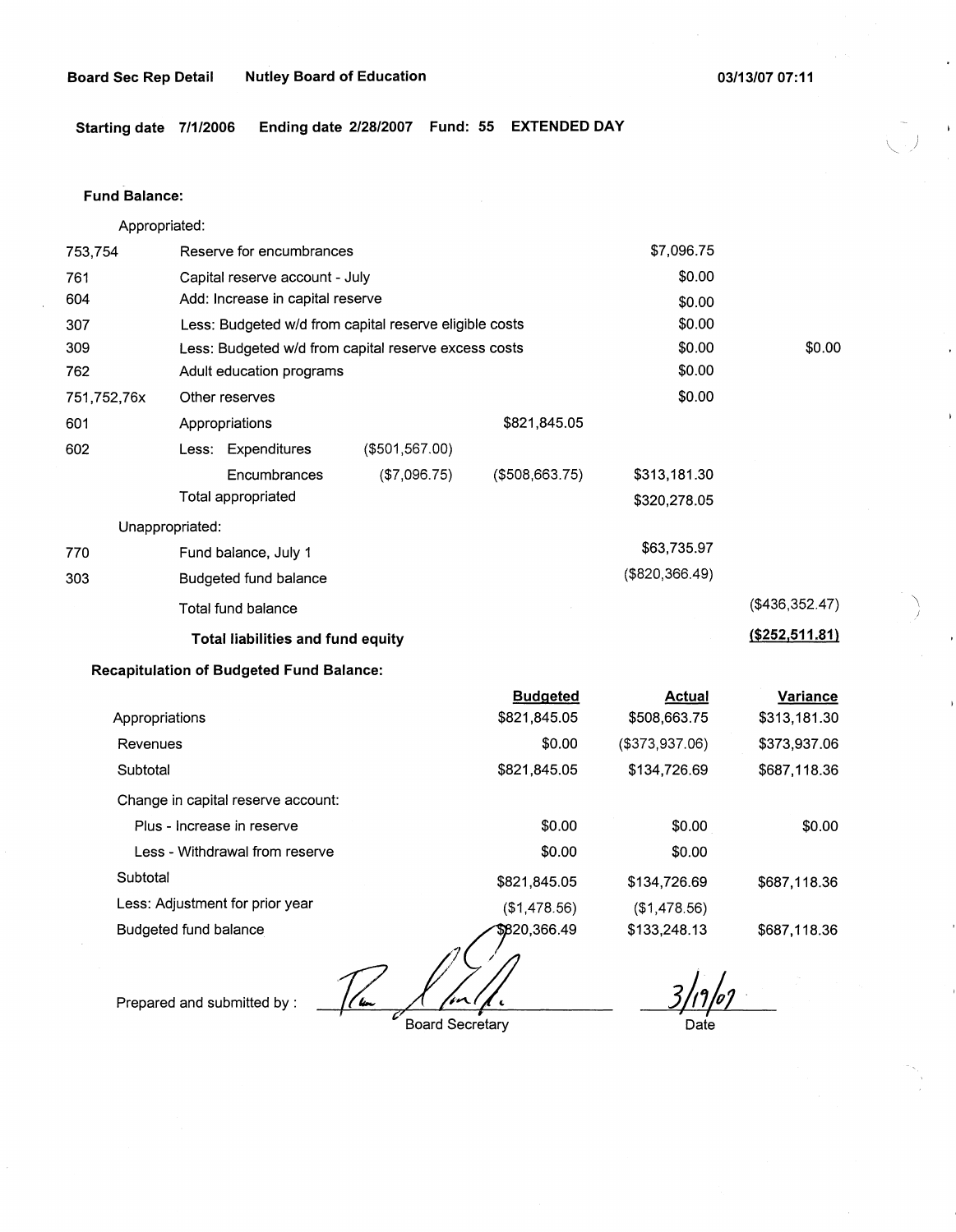**Board Sec Rep Detail** **Nutley Board of Education** **03/13/07 07:11**

**Starting date 7/1/2006 Ending date 2/28/2007 Fund: 55 EXTENDED DAY**

**Fund Balance:**

| | | | | | |
|---|---|---|---|---|---|
| | Appropriated: | | | | |
| 753,754 | Reserve for encumbrances | | | $7,096.75 | |
| 761 | Capital reserve account - July | | | $0.00 | |
| 604 | Add: Increase in capital reserve | | | $0.00 | |
| 307 | Less: Budgeted w/d from capital reserve eligible costs | | | $0.00 | |
| 309 | Less: Budgeted w/d from capital reserve excess costs | | | $0.00 | $0.00 |
| 762 | Adult education programs | | | $0.00 | |
| 751,752,76x | Other reserves | | | $0.00 | |
| 601 | Appropriations | | $821,845.05 | | |
| 602 | Less: Expenditures | ($501,567.00) | | | |
| | Encumbrances | ($7,096.75) | ($508,663.75) | $313,181.30 | |
| | Total appropriated | | | $320,278.05 | |
| | Unappropriated: | | | | |
| 770 | Fund balance, July 1 | | | $63,735.97 | |
| 303 | Budgeted fund balance | | | ($820,366.49) | |
| | Total fund balance | | | | ($436,352.47) |
| | **Total liabilities and fund equity** | | | | **($252,511.81)** |

**Recapitulation of Budgeted Fund Balance:**

| | Budgeted | Actual | Variance |
|---|---|---|---|
| Appropriations | $821,845.05 | $508,663.75 | $313,181.30 |
| Revenues | $0.00 | ($373,937.06) | $373,937.06 |
| Subtotal | $821,845.05 | $134,726.69 | $687,118.36 |
| Change in capital reserve account: | | | |
| Plus - Increase in reserve | $0.00 | $0.00 | $0.00 |
| Less - Withdrawal from reserve | $0.00 | $0.00 | |
| Subtotal | $821,845.05 | $134,726.69 | $687,118.36 |
| Less: Adjustment for prior year | ($1,478.56) | ($1,478.56) | |
| Budgeted fund balance | $820,366.49 | $133,248.13 | $687,118.36 |

Prepared and submitted by : ____________________ Board Secretary

3/19/07 Date